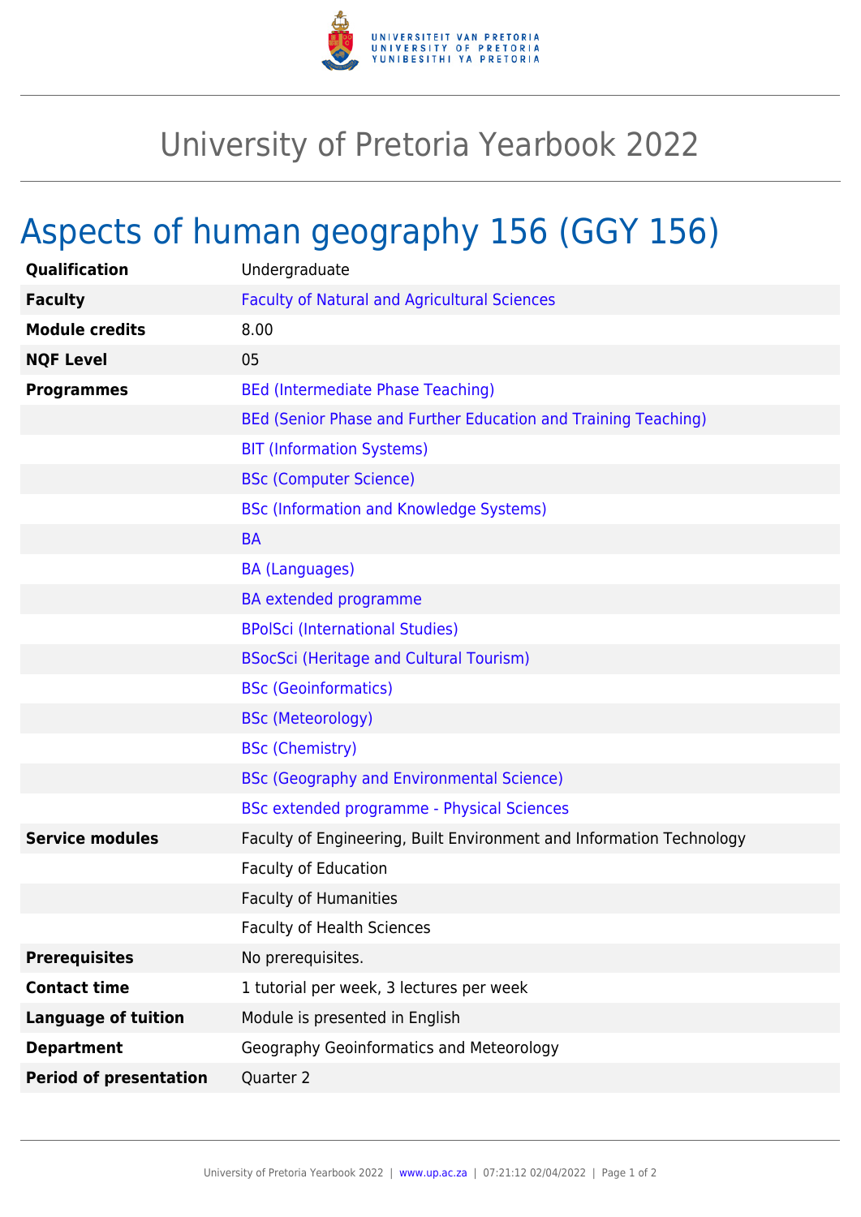# University of Pretoria Yearbook 2022

## Aspects of human geography 156 (GGY 156)

| | |
|---|---|
| **Qualification** | Undergraduate |
| **Faculty** | Faculty of Natural and Agricultural Sciences |
| **Module credits** | 8.00 |
| **NQF Level** | 05 |
| **Programmes** | BEd (Intermediate Phase Teaching) |
| | BEd (Senior Phase and Further Education and Training Teaching) |
| | BIT (Information Systems) |
| | BSc (Computer Science) |
| | BSc (Information and Knowledge Systems) |
| | BA |
| | BA (Languages) |
| | BA extended programme |
| | BPolSci (International Studies) |
| | BSocSci (Heritage and Cultural Tourism) |
| | BSc (Geoinformatics) |
| | BSc (Meteorology) |
| | BSc (Chemistry) |
| | BSc (Geography and Environmental Science) |
| | BSc extended programme - Physical Sciences |
| **Service modules** | Faculty of Engineering, Built Environment and Information Technology |
| | Faculty of Education |
| | Faculty of Humanities |
| | Faculty of Health Sciences |
| **Prerequisites** | No prerequisites. |
| **Contact time** | 1 tutorial per week, 3 lectures per week |
| **Language of tuition** | Module is presented in English |
| **Department** | Geography Geoinformatics and Meteorology |
| **Period of presentation** | Quarter 2 |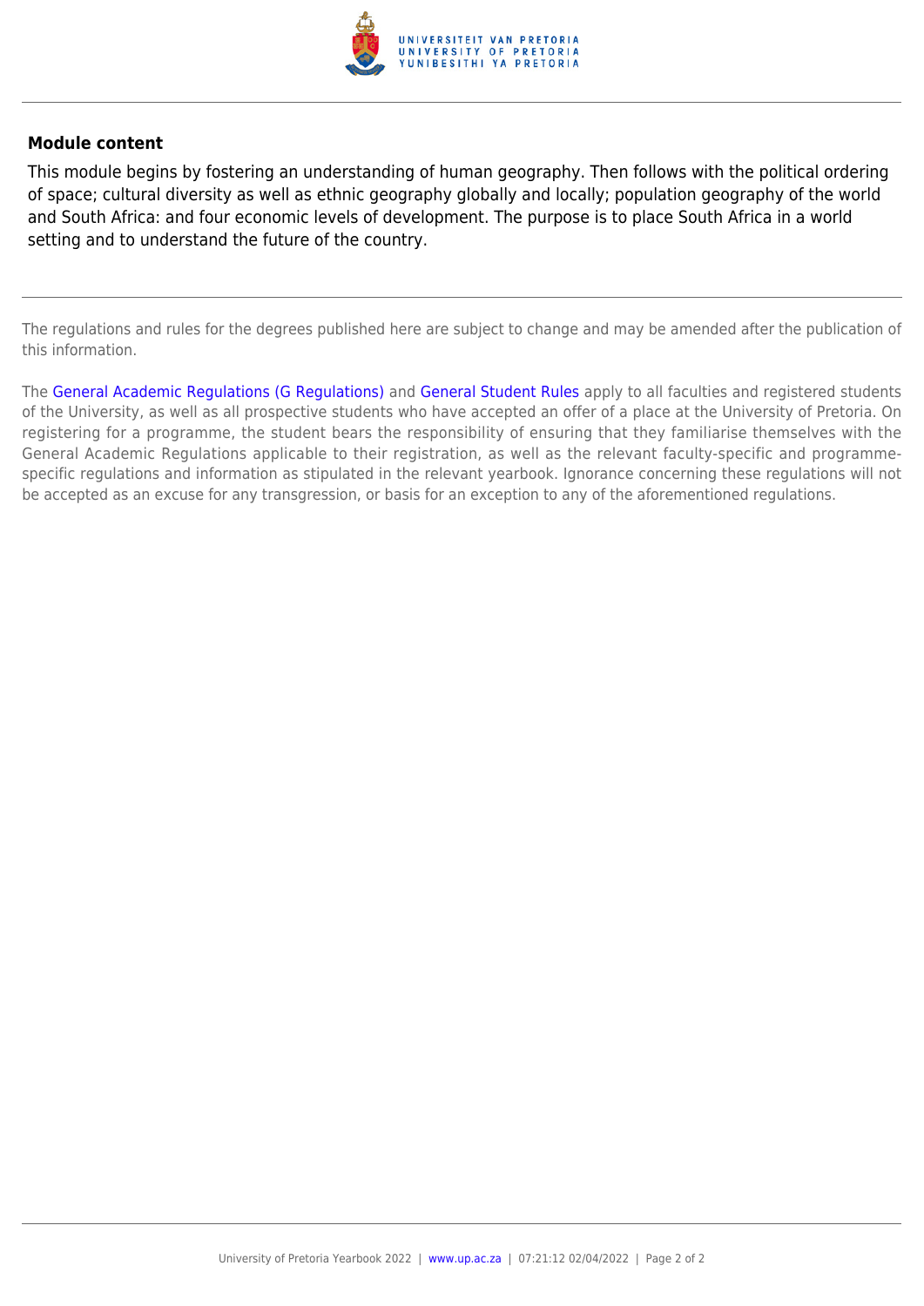**Module content**

This module begins by fostering an understanding of human geography. Then follows with the political ordering of space; cultural diversity as well as ethnic geography globally and locally; population geography of the world and South Africa: and four economic levels of development. The purpose is to place South Africa in a world setting and to understand the future of the country.

The regulations and rules for the degrees published here are subject to change and may be amended after the publication of this information.

The General Academic Regulations (G Regulations) and General Student Rules apply to all faculties and registered students of the University, as well as all prospective students who have accepted an offer of a place at the University of Pretoria. On registering for a programme, the student bears the responsibility of ensuring that they familiarise themselves with the General Academic Regulations applicable to their registration, as well as the relevant faculty-specific and programme-specific regulations and information as stipulated in the relevant yearbook. Ignorance concerning these regulations will not be accepted as an excuse for any transgression, or basis for an exception to any of the aforementioned regulations.